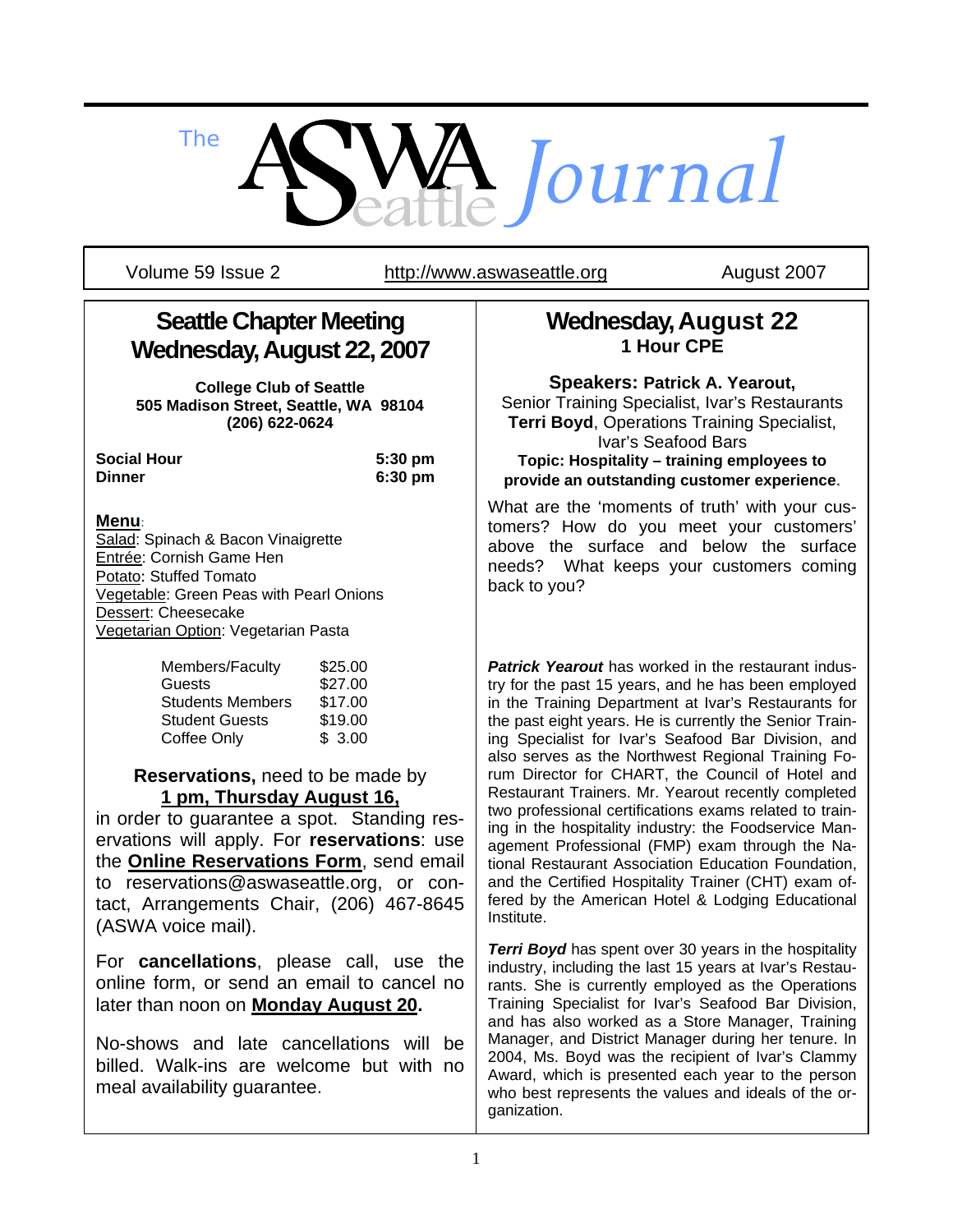# The ASWA Seattle Journal

Volume 59 Issue 2 | http://www.aswaseattle.org | August 2007

## Seattle Chapter Meeting Wednesday, August 22, 2007

**College Club of Seattle**
**505 Madison Street, Seattle, WA 98104**
**(206) 622-0624**

| | |
|---|---|
| **Social Hour** | **5:30 pm** |
| **Dinner** | **6:30 pm** |

**Menu**:
Salad: Spinach & Bacon Vinaigrette
Entrée: Cornish Game Hen
Potato: Stuffed Tomato
Vegetable: Green Peas with Pearl Onions
Dessert: Cheesecake
Vegetarian Option: Vegetarian Pasta

| | |
|---|---|
| Members/Faculty | $25.00 |
| Guests | $27.00 |
| Students Members | $17.00 |
| Student Guests | $19.00 |
| Coffee Only | $ 3.00 |

**Reservations,** need to be made by **1 pm, Thursday August 16,** in order to guarantee a spot. Standing reservations will apply. For **reservations**: use the **Online Reservations Form**, send email to reservations@aswaseattle.org, or contact, Arrangements Chair, (206) 467-8645 (ASWA voice mail).

For **cancellations**, please call, use the online form, or send an email to cancel no later than noon on **Monday August 20.**

No-shows and late cancellations will be billed. Walk-ins are welcome but with no meal availability guarantee.

## Wednesday, August 22

**1 Hour CPE**

**Speakers: Patrick A. Yearout,**
Senior Training Specialist, Ivar's Restaurants
**Terri Boyd**, Operations Training Specialist, Ivar's Seafood Bars

**Topic: Hospitality – training employees to provide an outstanding customer experience**.

What are the 'moments of truth' with your customers? How do you meet your customers' above the surface and below the surface needs? What keeps your customers coming back to you?

***Patrick Yearout*** has worked in the restaurant industry for the past 15 years, and he has been employed in the Training Department at Ivar's Restaurants for the past eight years. He is currently the Senior Training Specialist for Ivar's Seafood Bar Division, and also serves as the Northwest Regional Training Forum Director for CHART, the Council of Hotel and Restaurant Trainers. Mr. Yearout recently completed two professional certifications exams related to training in the hospitality industry: the Foodservice Management Professional (FMP) exam through the National Restaurant Association Education Foundation, and the Certified Hospitality Trainer (CHT) exam offered by the American Hotel & Lodging Educational Institute.

***Terri Boyd*** has spent over 30 years in the hospitality industry, including the last 15 years at Ivar's Restaurants. She is currently employed as the Operations Training Specialist for Ivar's Seafood Bar Division, and has also worked as a Store Manager, Training Manager, and District Manager during her tenure. In 2004, Ms. Boyd was the recipient of Ivar's Clammy Award, which is presented each year to the person who best represents the values and ideals of the organization.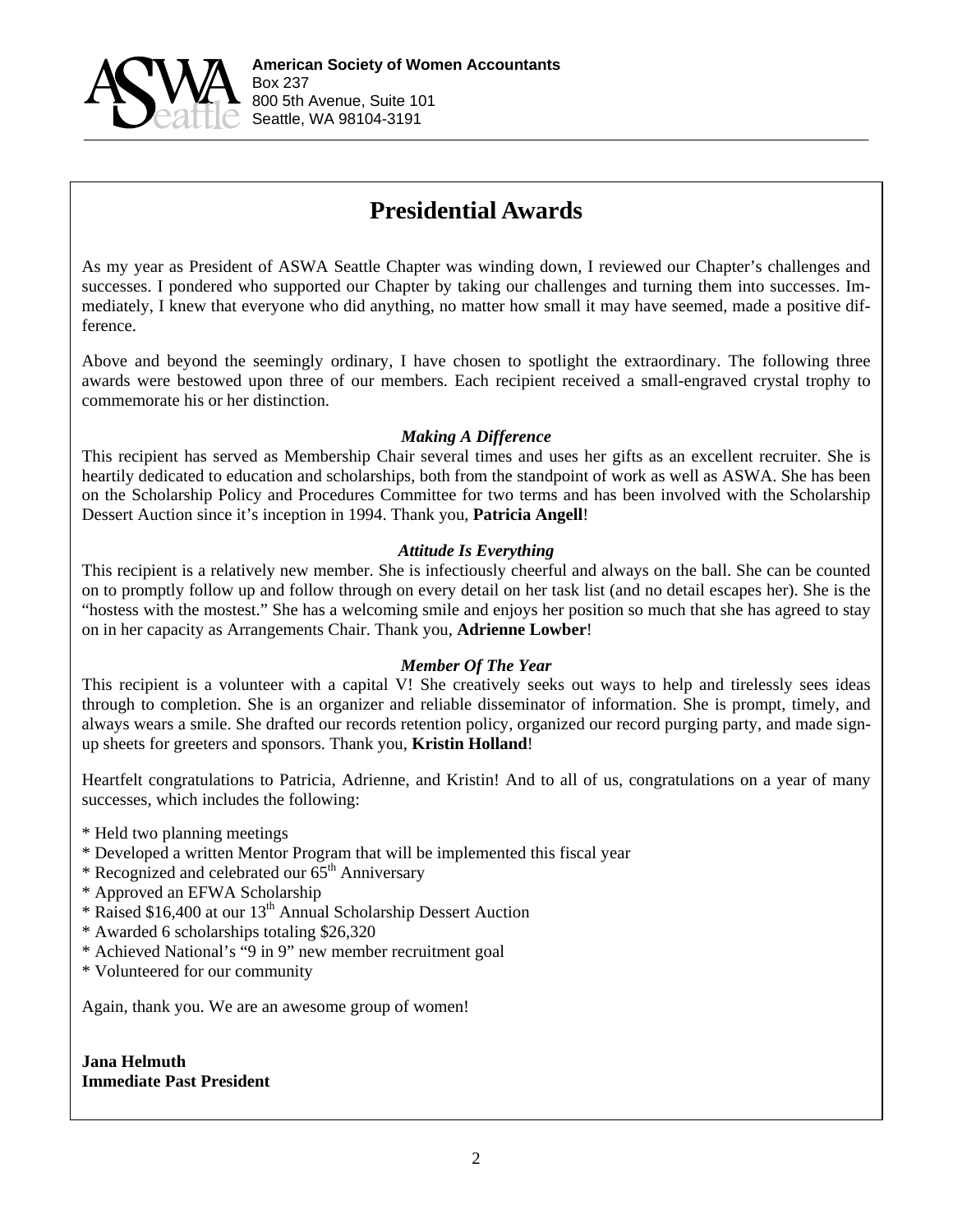**American Society of Women Accountants**
Box 237
800 5th Avenue, Suite 101
Seattle, WA 98104-3191

# Presidential Awards

As my year as President of ASWA Seattle Chapter was winding down, I reviewed our Chapter's challenges and successes. I pondered who supported our Chapter by taking our challenges and turning them into successes. Immediately, I knew that everyone who did anything, no matter how small it may have seemed, made a positive difference.

Above and beyond the seemingly ordinary, I have chosen to spotlight the extraordinary. The following three awards were bestowed upon three of our members. Each recipient received a small-engraved crystal trophy to commemorate his or her distinction.

### *Making A Difference*

This recipient has served as Membership Chair several times and uses her gifts as an excellent recruiter. She is heartily dedicated to education and scholarships, both from the standpoint of work as well as ASWA. She has been on the Scholarship Policy and Procedures Committee for two terms and has been involved with the Scholarship Dessert Auction since it's inception in 1994. Thank you, **Patricia Angell**!

### *Attitude Is Everything*

This recipient is a relatively new member. She is infectiously cheerful and always on the ball. She can be counted on to promptly follow up and follow through on every detail on her task list (and no detail escapes her). She is the "hostess with the mostest." She has a welcoming smile and enjoys her position so much that she has agreed to stay on in her capacity as Arrangements Chair. Thank you, **Adrienne Lowber**!

### *Member Of The Year*

This recipient is a volunteer with a capital V! She creatively seeks out ways to help and tirelessly sees ideas through to completion. She is an organizer and reliable disseminator of information. She is prompt, timely, and always wears a smile. She drafted our records retention policy, organized our record purging party, and made sign-up sheets for greeters and sponsors. Thank you, **Kristin Holland**!

Heartfelt congratulations to Patricia, Adrienne, and Kristin! And to all of us, congratulations on a year of many successes, which includes the following:

* Held two planning meetings
* Developed a written Mentor Program that will be implemented this fiscal year
* Recognized and celebrated our 65th Anniversary
* Approved an EFWA Scholarship
* Raised $16,400 at our 13th Annual Scholarship Dessert Auction
* Awarded 6 scholarships totaling $26,320
* Achieved National's "9 in 9" new member recruitment goal
* Volunteered for our community

Again, thank you. We are an awesome group of women!

**Jana Helmuth**
**Immediate Past President**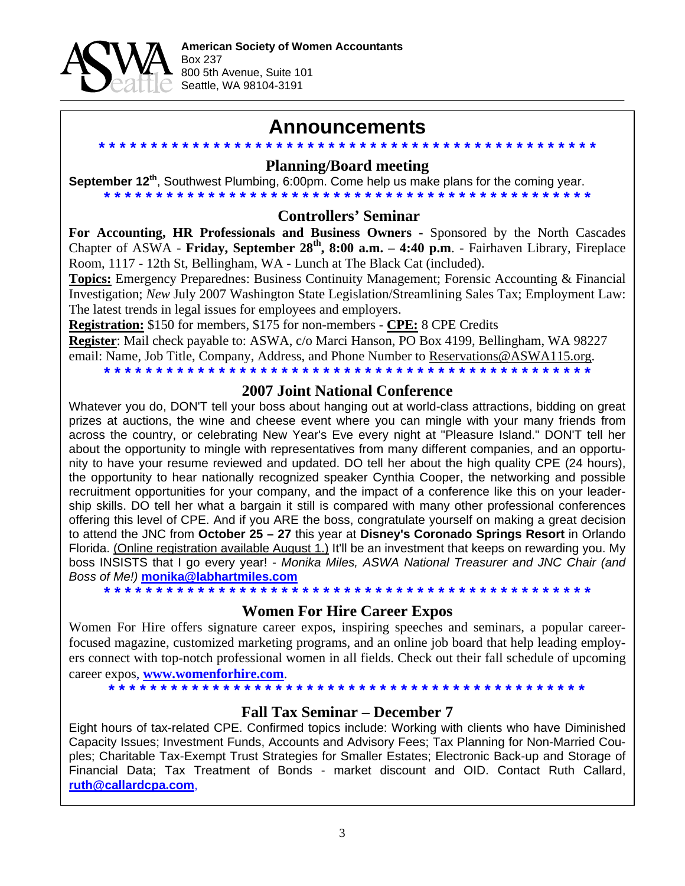**American Society of Women Accountants**
Box 237
800 5th Avenue, Suite 101
Seattle, WA 98104-3191

# Announcements

* * * * * * * * * * * * * * * * * * * * * * * * * * * * * * * * * * * * * * * * * * * * * * * * * *

## Planning/Board meeting

**September 12th**, Southwest Plumbing, 6:00pm. Come help us make plans for the coming year.

* * * * * * * * * * * * * * * * * * * * * * * * * * * * * * * * * * * * * * * * * * * * * * * * * *

## Controllers' Seminar

**For Accounting, HR Professionals and Business Owners** - Sponsored by the North Cascades Chapter of ASWA - **Friday, September 28th, 8:00 a.m. – 4:40 p.m**. - Fairhaven Library, Fireplace Room, 1117 - 12th St, Bellingham, WA - Lunch at The Black Cat (included).

**Topics:** Emergency Preparednes: Business Continuity Management; Forensic Accounting & Financial Investigation; *New* July 2007 Washington State Legislation/Streamlining Sales Tax; Employment Law: The latest trends in legal issues for employees and employers.

**Registration:** $150 for members, $175 for non-members - **CPE:** 8 CPE Credits

**Register**: Mail check payable to: ASWA, c/o Marci Hanson, PO Box 4199, Bellingham, WA 98227 email: Name, Job Title, Company, Address, and Phone Number to Reservations@ASWA115.org.

* * * * * * * * * * * * * * * * * * * * * * * * * * * * * * * * * * * * * * * * * * * * * * * * * *

## 2007 Joint National Conference

Whatever you do, DON'T tell your boss about hanging out at world-class attractions, bidding on great prizes at auctions, the wine and cheese event where you can mingle with your many friends from across the country, or celebrating New Year's Eve every night at "Pleasure Island." DON'T tell her about the opportunity to mingle with representatives from many different companies, and an opportunity to have your resume reviewed and updated. DO tell her about the high quality CPE (24 hours), the opportunity to hear nationally recognized speaker Cynthia Cooper, the networking and possible recruitment opportunities for your company, and the impact of a conference like this on your leadership skills. DO tell her what a bargain it still is compared with many other professional conferences offering this level of CPE. And if you ARE the boss, congratulate yourself on making a great decision to attend the JNC from **October 25 – 27** this year at **Disney's Coronado Springs Resort** in Orlando Florida. (Online registration available August 1.) It'll be an investment that keeps on rewarding you. My boss INSISTS that I go every year! - *Monika Miles, ASWA National Treasurer and JNC Chair (and Boss of Me!)* **monika@labhartmiles.com**

* * * * * * * * * * * * * * * * * * * * * * * * * * * * * * * * * * * * * * * * * * * * * * * * * *

## Women For Hire Career Expos

Women For Hire offers signature career expos, inspiring speeches and seminars, a popular career-focused magazine, customized marketing programs, and an online job board that help leading employers connect with top-notch professional women in all fields. Check out their fall schedule of upcoming career expos, **www.womenforhire.com**.

* * * * * * * * * * * * * * * * * * * * * * * * * * * * * * * * * * * * * * * * * * * * * * * * * *

## Fall Tax Seminar – December 7

Eight hours of tax-related CPE. Confirmed topics include: Working with clients who have Diminished Capacity Issues; Investment Funds, Accounts and Advisory Fees; Tax Planning for Non-Married Couples; Charitable Tax-Exempt Trust Strategies for Smaller Estates; Electronic Back-up and Storage of Financial Data; Tax Treatment of Bonds - market discount and OID. Contact Ruth Callard, **ruth@callardcpa.com**,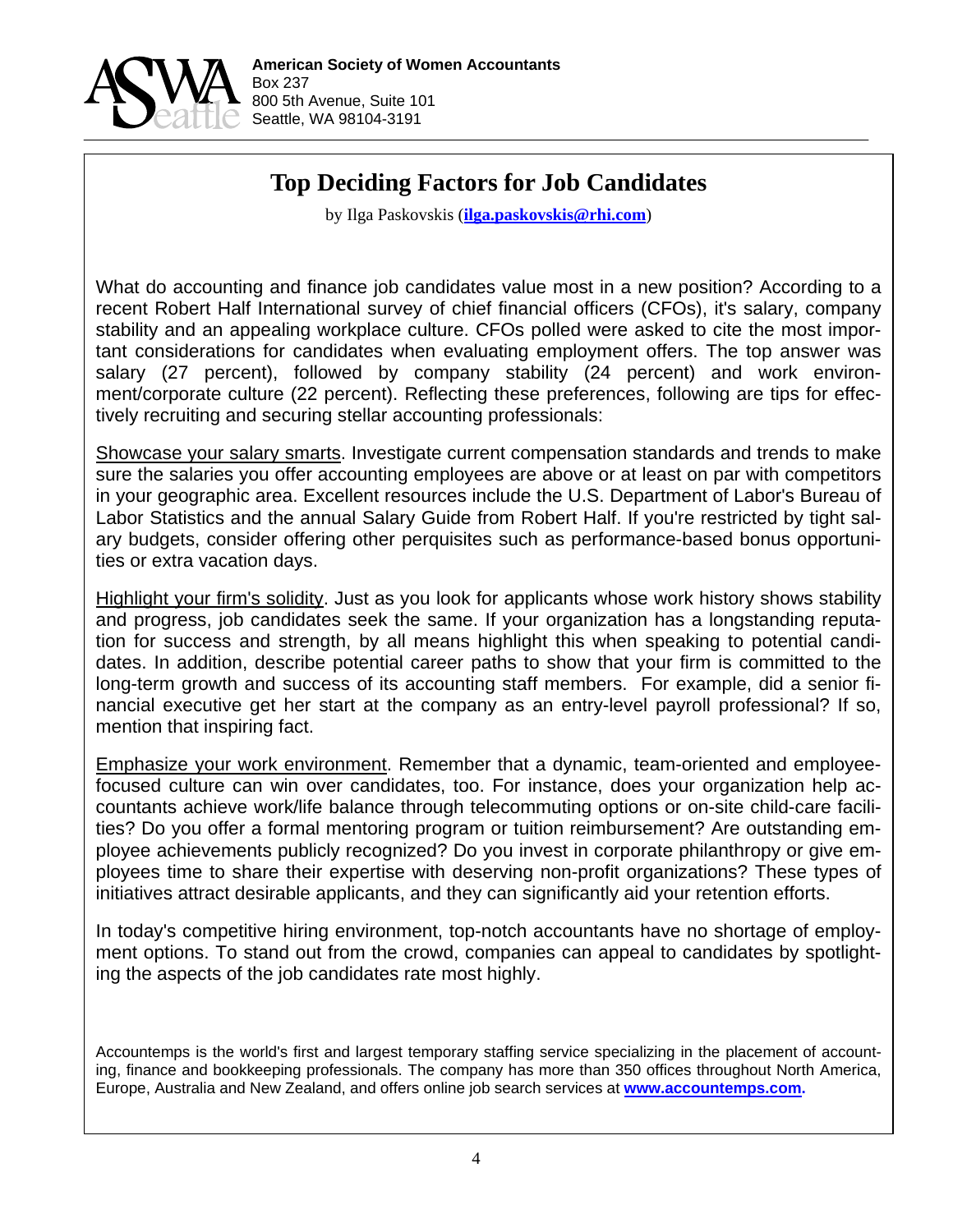**American Society of Women Accountants**
Box 237
800 5th Avenue, Suite 101
Seattle, WA 98104-3191

# Top Deciding Factors for Job Candidates

by Ilga Paskovskis (**ilga.paskovskis@rhi.com**)

What do accounting and finance job candidates value most in a new position? According to a recent Robert Half International survey of chief financial officers (CFOs), it's salary, company stability and an appealing workplace culture. CFOs polled were asked to cite the most important considerations for candidates when evaluating employment offers. The top answer was salary (27 percent), followed by company stability (24 percent) and work environment/corporate culture (22 percent). Reflecting these preferences, following are tips for effectively recruiting and securing stellar accounting professionals:

Showcase your salary smarts. Investigate current compensation standards and trends to make sure the salaries you offer accounting employees are above or at least on par with competitors in your geographic area. Excellent resources include the U.S. Department of Labor's Bureau of Labor Statistics and the annual Salary Guide from Robert Half. If you're restricted by tight salary budgets, consider offering other perquisites such as performance-based bonus opportunities or extra vacation days.

Highlight your firm's solidity. Just as you look for applicants whose work history shows stability and progress, job candidates seek the same. If your organization has a longstanding reputation for success and strength, by all means highlight this when speaking to potential candidates. In addition, describe potential career paths to show that your firm is committed to the long-term growth and success of its accounting staff members. For example, did a senior financial executive get her start at the company as an entry-level payroll professional? If so, mention that inspiring fact.

Emphasize your work environment. Remember that a dynamic, team-oriented and employee-focused culture can win over candidates, too. For instance, does your organization help accountants achieve work/life balance through telecommuting options or on-site child-care facilities? Do you offer a formal mentoring program or tuition reimbursement? Are outstanding employee achievements publicly recognized? Do you invest in corporate philanthropy or give employees time to share their expertise with deserving non-profit organizations? These types of initiatives attract desirable applicants, and they can significantly aid your retention efforts.

In today's competitive hiring environment, top-notch accountants have no shortage of employment options. To stand out from the crowd, companies can appeal to candidates by spotlighting the aspects of the job candidates rate most highly.

Accountemps is the world's first and largest temporary staffing service specializing in the placement of accounting, finance and bookkeeping professionals. The company has more than 350 offices throughout North America, Europe, Australia and New Zealand, and offers online job search services at **www.accountemps.com.**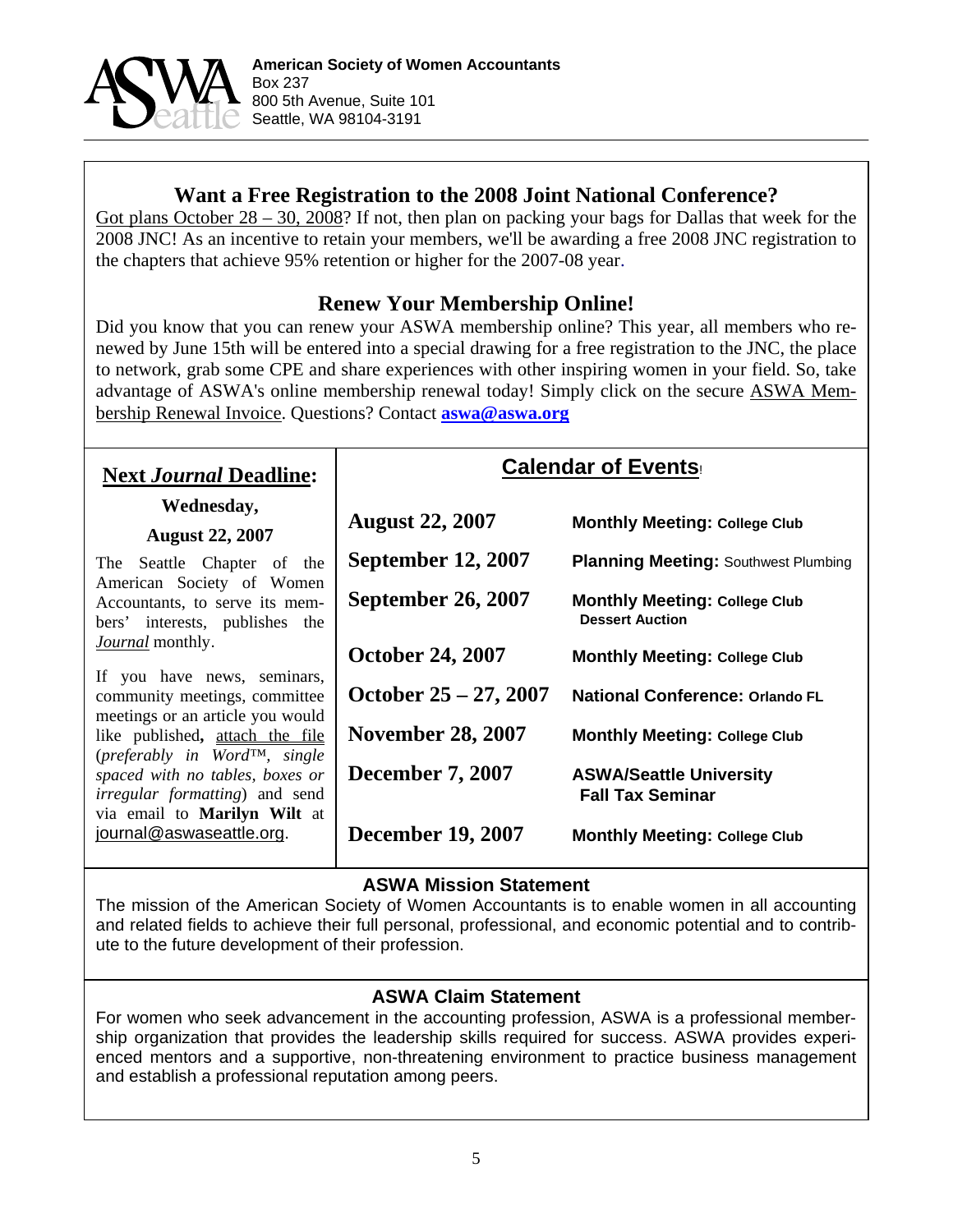**American Society of Women Accountants**
Box 237
800 5th Avenue, Suite 101
Seattle, WA 98104-3191

## Want a Free Registration to the 2008 Joint National Conference?

Got plans October 28 – 30, 2008? If not, then plan on packing your bags for Dallas that week for the 2008 JNC! As an incentive to retain your members, we'll be awarding a free 2008 JNC registration to the chapters that achieve 95% retention or higher for the 2007-08 year.

## Renew Your Membership Online!

Did you know that you can renew your ASWA membership online? This year, all members who renewed by June 15th will be entered into a special drawing for a free registration to the JNC, the place to network, grab some CPE and share experiences with other inspiring women in your field. So, take advantage of ASWA's online membership renewal today! Simply click on the secure ASWA Membership Renewal Invoice. Questions? Contact **aswa@aswa.org**

## Next *Journal* Deadline:

**Wednesday,**

**August 22, 2007**

The Seattle Chapter of the American Society of Women Accountants, to serve its members' interests, publishes the *Journal* monthly.

If you have news, seminars, community meetings, committee meetings or an article you would like published, attach the file (*preferably in Word™, single spaced with no tables, boxes or irregular formatting*) and send via email to **Marilyn Wilt** at journal@aswaseattle.org.

## Calendar of Events

| | |
|---|---|
| **August 22, 2007** | **Monthly Meeting: College Club** |
| **September 12, 2007** | **Planning Meeting:** Southwest Plumbing |
| **September 26, 2007** | **Monthly Meeting: College Club** **Dessert Auction** |
| **October 24, 2007** | **Monthly Meeting: College Club** |
| **October 25 – 27, 2007** | **National Conference: Orlando FL** |
| **November 28, 2007** | **Monthly Meeting: College Club** |
| **December 7, 2007** | **ASWA/Seattle University Fall Tax Seminar** |
| **December 19, 2007** | **Monthly Meeting: College Club** |

## ASWA Mission Statement

The mission of the American Society of Women Accountants is to enable women in all accounting and related fields to achieve their full personal, professional, and economic potential and to contribute to the future development of their profession.

## ASWA Claim Statement

For women who seek advancement in the accounting profession, ASWA is a professional membership organization that provides the leadership skills required for success. ASWA provides experienced mentors and a supportive, non-threatening environment to practice business management and establish a professional reputation among peers.